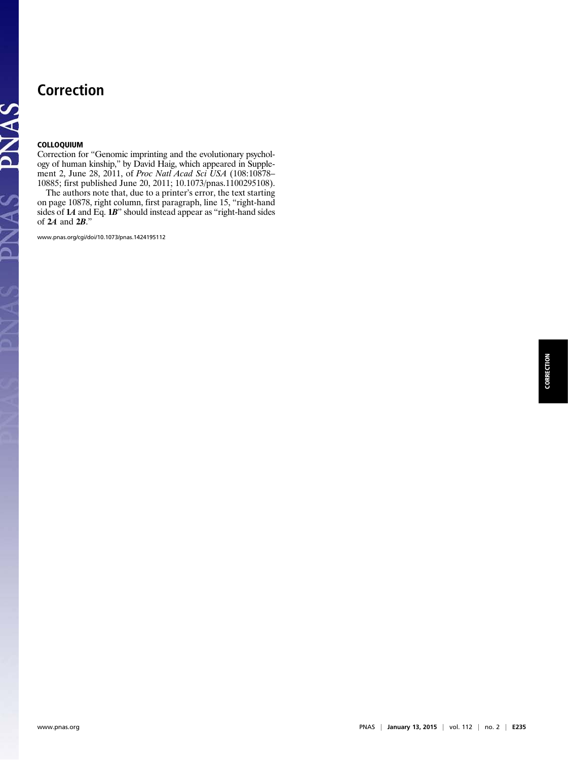# Correction

**COLLOQUIUM**

Correction for "Genomic imprinting and the evolutionary psychology of human kinship," by David Haig, which appeared in Supplement 2, June 28, 2011, of *Proc Natl Acad Sci USA* (108:10878–10885; first published June 20, 2011; 10.1073/pnas.1100295108).

The authors note that, due to a printer's error, the text starting on page 10878, right column, first paragraph, line 15, "right-hand sides of **1*A*** and Eq. **1*B***" should instead appear as "right-hand sides of **2*A*** and **2*B***."

www.pnas.org/cgi/doi/10.1073/pnas.1424195112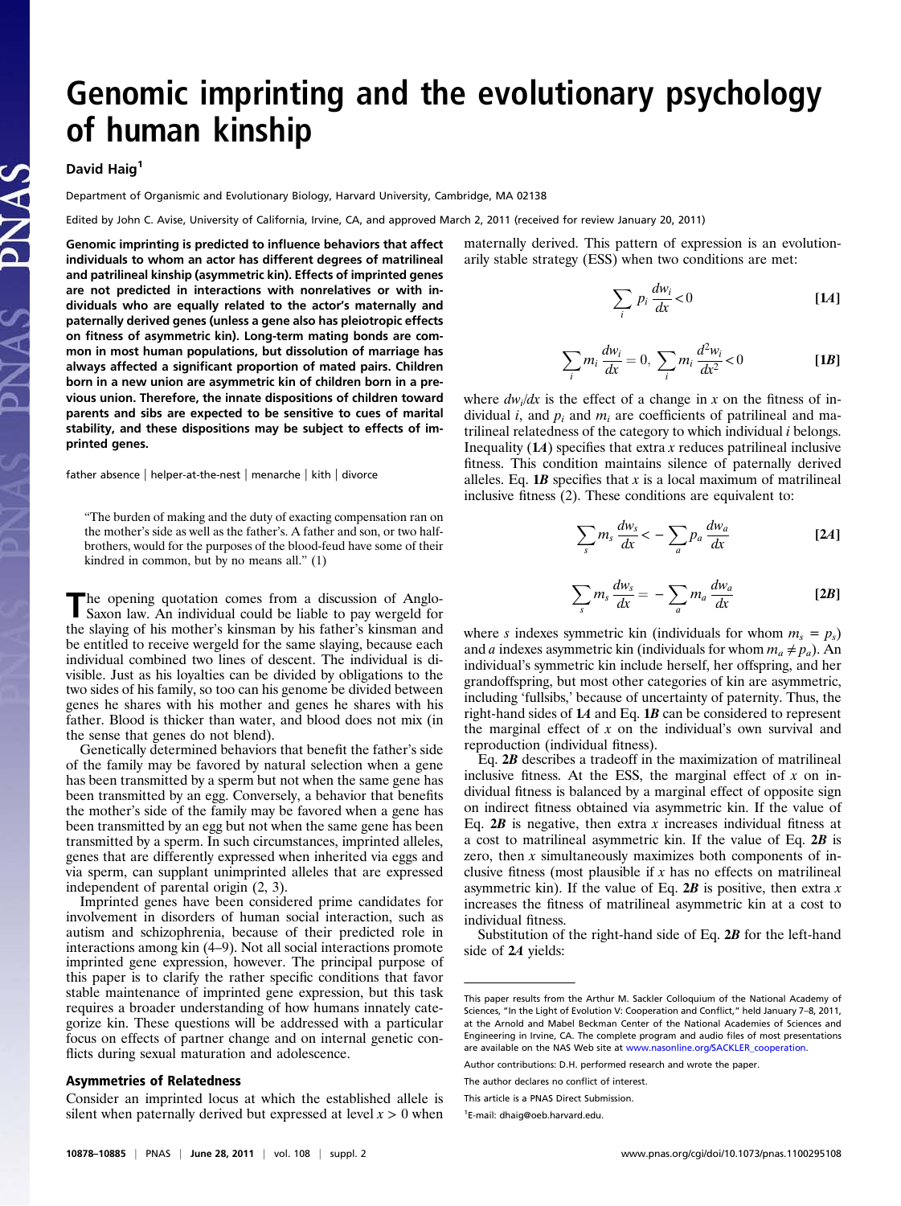# Genomic imprinting and the evolutionary psychology of human kinship

**David Haig**[1]

Department of Organismic and Evolutionary Biology, Harvard University, Cambridge, MA 02138

Edited by John C. Avise, University of California, Irvine, CA, and approved March 2, 2011 (received for review January 20, 2011)

**Genomic imprinting is predicted to influence behaviors that affect individuals to whom an actor has different degrees of matrilineal and patrilineal kinship (asymmetric kin). Effects of imprinted genes are not predicted in interactions with nonrelatives or with individuals who are equally related to the actor's maternally and paternally derived genes (unless a gene also has pleiotropic effects on fitness of asymmetric kin). Long-term mating bonds are common in most human populations, but dissolution of marriage has always affected a significant proportion of mated pairs. Children born in a new union are asymmetric kin of children born in a previous union. Therefore, the innate dispositions of children toward parents and sibs are expected to be sensitive to cues of marital stability, and these dispositions may be subject to effects of imprinted genes.**

father absence | helper-at-the-nest | menarche | kith | divorce

> "The burden of making and the duty of exacting compensation ran on the mother's side as well as the father's. A father and son, or two half-brothers, would for the purposes of the blood-feud have some of their kindred in common, but by no means all." (1)

The opening quotation comes from a discussion of Anglo-Saxon law. An individual could be liable to pay wergeld for the slaying of his mother's kinsman by his father's kinsman and be entitled to receive wergeld for the same slaying, because each individual combined two lines of descent. The individual is divisible. Just as his loyalties can be divided by obligations to the two sides of his family, so too can his genome be divided between genes he shares with his mother and genes he shares with his father. Blood is thicker than water, and blood does not mix (in the sense that genes do not blend).

Genetically determined behaviors that benefit the father's side of the family may be favored by natural selection when a gene has been transmitted by a sperm but not when the same gene has been transmitted by an egg. Conversely, a behavior that benefits the mother's side of the family may be favored when a gene has been transmitted by an egg but not when the same gene has been transmitted by a sperm. In such circumstances, imprinted alleles, genes that are differently expressed when inherited via eggs and via sperm, can supplant unimprinted alleles that are expressed independent of parental origin (2, 3).

Imprinted genes have been considered prime candidates for involvement in disorders of human social interaction, such as autism and schizophrenia, because of their predicted role in interactions among kin (4–9). Not all social interactions promote imprinted gene expression, however. The principal purpose of this paper is to clarify the rather specific conditions that favor stable maintenance of imprinted gene expression, but this task requires a broader understanding of how humans innately categorize kin. These questions will be addressed with a particular focus on effects of partner change and on internal genetic conflicts during sexual maturation and adolescence.

## Asymmetries of Relatedness

Consider an imprinted locus at which the established allele is silent when paternally derived but expressed at level $x > 0$ when maternally derived. This pattern of expression is an evolutionarily stable strategy (ESS) when two conditions are met:

$$\sum_i p_i \frac{dw_i}{dx} < 0 \qquad [1A]$$

$$\sum_i m_i \frac{dw_i}{dx} = 0, \; \sum_i m_i \frac{d^2 w_i}{dx^2} < 0 \qquad [1B]$$

where $dw_i/dx$ is the effect of a change in $x$ on the fitness of individual $i$, and $p_i$ and $m_i$ are coefficients of patrilineal and matrilineal relatedness of the category to which individual $i$ belongs. Inequality (**1A**) specifies that extra $x$ reduces patrilineal inclusive fitness. This condition maintains silence of paternally derived alleles. Eq. **1B** specifies that $x$ is a local maximum of matrilineal inclusive fitness (2). These conditions are equivalent to:

$$\sum_s m_s \frac{dw_s}{dx} < -\sum_a p_a \frac{dw_a}{dx} \qquad [2A]$$

$$\sum_s m_s \frac{dw_s}{dx} = -\sum_a m_a \frac{dw_a}{dx} \qquad [2B]$$

where $s$ indexes symmetric kin (individuals for whom $m_s = p_s$) and $a$ indexes asymmetric kin (individuals for whom $m_a \neq p_a$). An individual's symmetric kin include herself, her offspring, and her grandoffspring, but most other categories of kin are asymmetric, including 'fullsibs,' because of uncertainty of paternity. Thus, the right-hand sides of **1A** and Eq. **1B** can be considered to represent the marginal effect of $x$ on the individual's own survival and reproduction (individual fitness).

Eq. **2B** describes a tradeoff in the maximization of matrilineal inclusive fitness. At the ESS, the marginal effect of $x$ on individual fitness is balanced by a marginal effect of opposite sign on indirect fitness obtained via asymmetric kin. If the value of Eq. **2B** is negative, then extra $x$ increases individual fitness at a cost to matrilineal asymmetric kin. If the value of Eq. **2B** is zero, then $x$ simultaneously maximizes both components of inclusive fitness (most plausible if $x$ has no effects on matrilineal asymmetric kin). If the value of Eq. **2B** is positive, then extra $x$ increases the fitness of matrilineal asymmetric kin at a cost to individual fitness.

Substitution of the right-hand side of Eq. **2B** for the left-hand side of **2A** yields:

---

This paper results from the Arthur M. Sackler Colloquium of the National Academy of Sciences, "In the Light of Evolution V: Cooperation and Conflict," held January 7–8, 2011, at the Arnold and Mabel Beckman Center of the National Academies of Sciences and Engineering in Irvine, CA. The complete program and audio files of most presentations are available on the NAS Web site at www.nasonline.org/SACKLER_cooperation.

Author contributions: D.H. performed research and wrote the paper.

The author declares no conflict of interest.

This article is a PNAS Direct Submission.

[1]E-mail: dhaig@oeb.harvard.edu.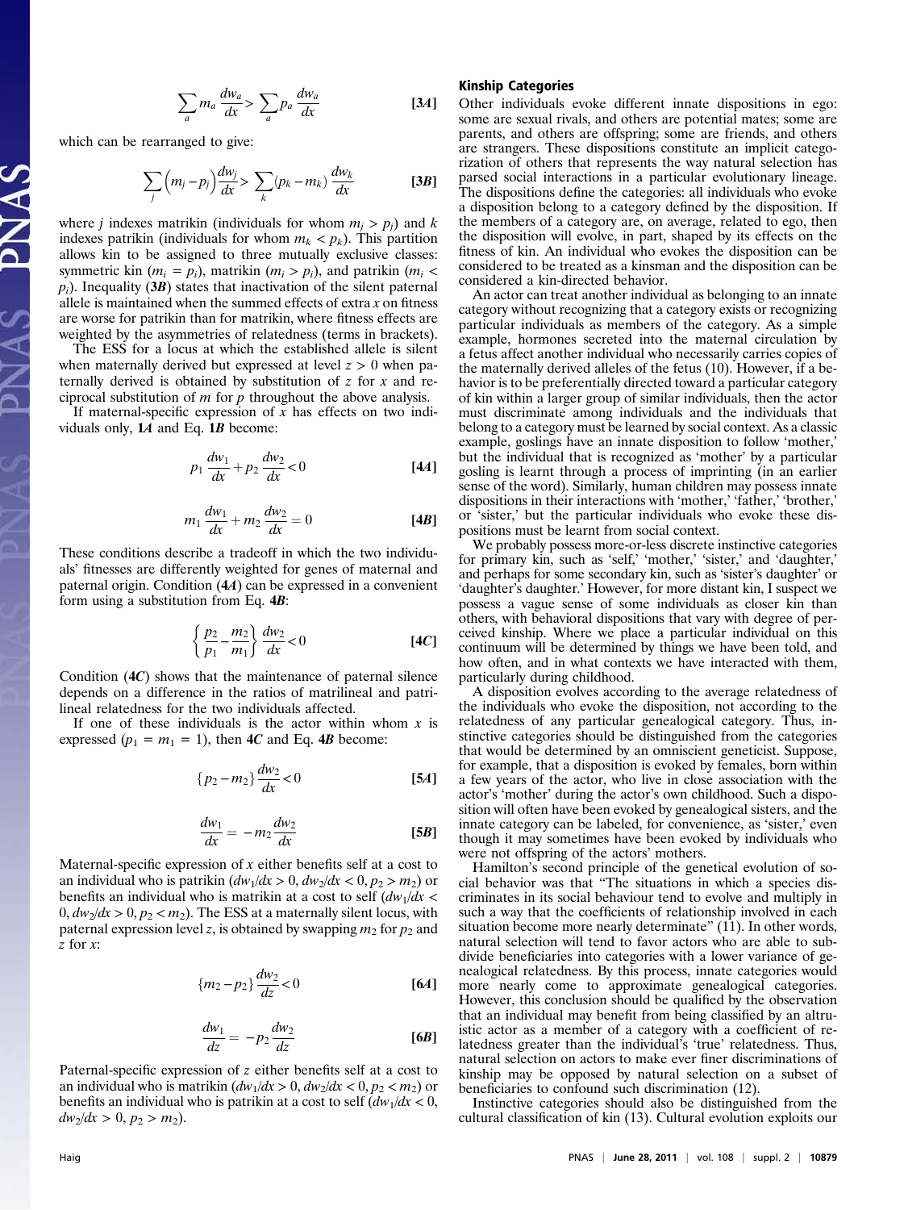$$\sum_a m_a \frac{dw_a}{dx} > \sum_a p_a \frac{dw_a}{dx} \qquad [3A]$$

which can be rearranged to give:

$$\sum_j \left(m_j - p_j\right)\frac{dw_j}{dx} > \sum_k (p_k - m_k)\frac{dw_k}{dx} \qquad [3B]$$

where $j$ indexes matrikin (individuals for whom $m_j > p_j$) and $k$ indexes patrikin (individuals for whom $m_k < p_k$). This partition allows kin to be assigned to three mutually exclusive classes: symmetric kin ($m_i = p_i$), matrikin ($m_i > p_i$), and patrikin ($m_i < p_i$). Inequality (**3B**) states that inactivation of the silent paternal allele is maintained when the summed effects of extra $x$ on fitness are worse for patrikin than for matrikin, where fitness effects are weighted by the asymmetries of relatedness (terms in brackets).

The ESS for a locus at which the established allele is silent when maternally derived but expressed at level $z > 0$ when paternally derived is obtained by substitution of $z$ for $x$ and reciprocal substitution of $m$ for $p$ throughout the above analysis.

If maternal-specific expression of $x$ has effects on two individuals only, **1A** and Eq. **1B** become:

$$p_1 \frac{dw_1}{dx} + p_2 \frac{dw_2}{dx} < 0 \qquad [4A]$$

$$m_1 \frac{dw_1}{dx} + m_2 \frac{dw_2}{dx} = 0 \qquad [4B]$$

These conditions describe a tradeoff in which the two individuals' fitnesses are differently weighted for genes of maternal and paternal origin. Condition (**4A**) can be expressed in a convenient form using a substitution from Eq. **4B**:

$$\left\{\frac{p_2}{p_1} - \frac{m_2}{m_1}\right\}\frac{dw_2}{dx} < 0 \qquad [4C]$$

Condition (**4C**) shows that the maintenance of paternal silence depends on a difference in the ratios of matrilineal and patrilineal relatedness for the two individuals affected.

If one of these individuals is the actor within whom $x$ is expressed ($p_1 = m_1 = 1$), then **4C** and Eq. **4B** become:

$$\{p_2 - m_2\}\frac{dw_2}{dx} < 0 \qquad [5A]$$

$$\frac{dw_1}{dx} = -m_2 \frac{dw_2}{dx} \qquad [5B]$$

Maternal-specific expression of $x$ either benefits self at a cost to an individual who is patrikin ($dw_1/dx > 0$, $dw_2/dx < 0$, $p_2 > m_2$) or benefits an individual who is matrikin at a cost to self ($dw_1/dx < 0$, $dw_2/dx > 0$, $p_2 < m_2$). The ESS at a maternally silent locus, with paternal expression level $z$, is obtained by swapping $m_2$ for $p_2$ and $z$ for $x$:

$$\{m_2 - p_2\}\frac{dw_2}{dz} < 0 \qquad [6A]$$

$$\frac{dw_1}{dz} = -p_2 \frac{dw_2}{dz} \qquad [6B]$$

Paternal-specific expression of $z$ either benefits self at a cost to an individual who is matrikin ($dw_1/dx > 0$, $dw_2/dx < 0$, $p_2 < m_2$) or benefits an individual who is patrikin at a cost to self ($dw_1/dx < 0$, $dw_2/dx > 0$, $p_2 > m_2$).

## Kinship Categories

Other individuals evoke different innate dispositions in ego: some are sexual rivals, and others are potential mates; some are parents, and others are offspring; some are friends, and others are strangers. These dispositions constitute an implicit categorization of others that represents the way natural selection has parsed social interactions in a particular evolutionary lineage. The dispositions define the categories: all individuals who evoke a disposition belong to a category defined by the disposition. If the members of a category are, on average, related to ego, then the disposition will evolve, in part, shaped by its effects on the fitness of kin. An individual who evokes the disposition can be considered to be treated as a kinsman and the disposition can be considered a kin-directed behavior.

An actor can treat another individual as belonging to an innate category without recognizing that a category exists or recognizing particular individuals as members of the category. As a simple example, hormones secreted into the maternal circulation by a fetus affect another individual who necessarily carries copies of the maternally derived alleles of the fetus (10). However, if a behavior is to be preferentially directed toward a particular category of kin within a larger group of similar individuals, then the actor must discriminate among individuals and the individuals that belong to a category must be learned by social context. As a classic example, goslings have an innate disposition to follow 'mother,' but the individual that is recognized as 'mother' by a particular gosling is learnt through a process of imprinting (in an earlier sense of the word). Similarly, human children may possess innate dispositions in their interactions with 'mother,' 'father,' 'brother,' or 'sister,' but the particular individuals who evoke these dispositions must be learnt from social context.

We probably possess more-or-less discrete instinctive categories for primary kin, such as 'self,' 'mother,' 'sister,' and 'daughter,' and perhaps for some secondary kin, such as 'sister's daughter' or 'daughter's daughter.' However, for more distant kin, I suspect we possess a vague sense of some individuals as closer kin than others, with behavioral dispositions that vary with degree of perceived kinship. Where we place a particular individual on this continuum will be determined by things we have been told, and how often, and in what contexts we have interacted with them, particularly during childhood.

A disposition evolves according to the average relatedness of the individuals who evoke the disposition, not according to the relatedness of any particular genealogical category. Thus, instinctive categories should be distinguished from the categories that would be determined by an omniscient geneticist. Suppose, for example, that a disposition is evoked by females, born within a few years of the actor, who live in close association with the actor's 'mother' during the actor's own childhood. Such a disposition will often have been evoked by genealogical sisters, and the innate category can be labeled, for convenience, as 'sister,' even though it may sometimes have been evoked by individuals who were not offspring of the actors' mothers.

Hamilton's second principle of the genetical evolution of social behavior was that "The situations in which a species discriminates in its social behaviour tend to evolve and multiply in such a way that the coefficients of relationship involved in each situation become more nearly determinate" (11). In other words, natural selection will tend to favor actors who are able to subdivide beneficiaries into categories with a lower variance of genealogical relatedness. By this process, innate categories would more nearly come to approximate genealogical categories. However, this conclusion should be qualified by the observation that an individual may benefit from being classified by an altruistic actor as a member of a category with a coefficient of relatedness greater than the individual's 'true' relatedness. Thus, natural selection on actors to make ever finer discriminations of kinship may be opposed by natural selection on a subset of beneficiaries to confound such discrimination (12).

Instinctive categories should also be distinguished from the cultural classification of kin (13). Cultural evolution exploits our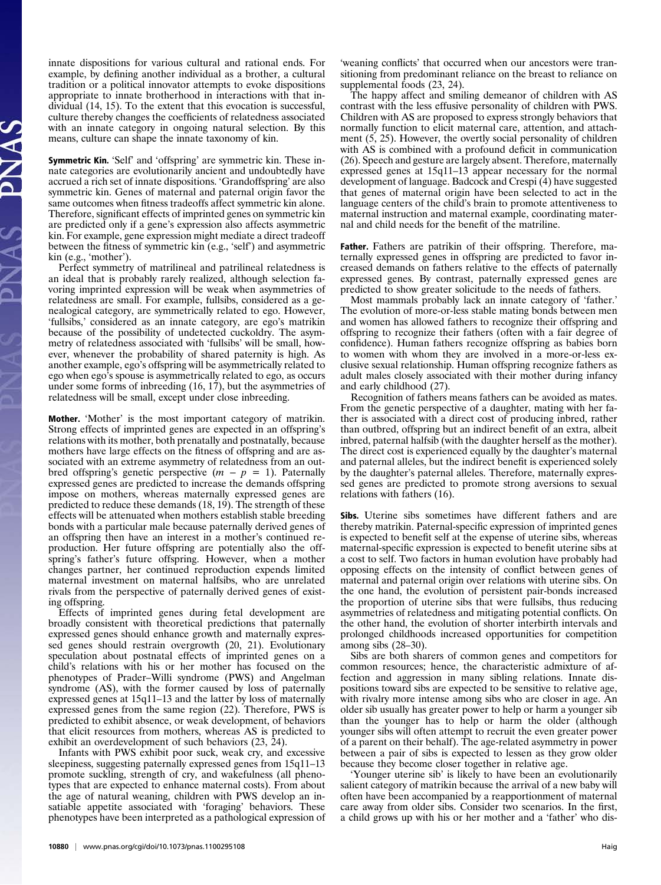innate dispositions for various cultural and rational ends. For example, by defining another individual as a brother, a cultural tradition or a political innovator attempts to evoke dispositions appropriate to innate brotherhood in interactions with that individual (14, 15). To the extent that this evocation is successful, culture thereby changes the coefficients of relatedness associated with an innate category in ongoing natural selection. By this means, culture can shape the innate taxonomy of kin.

**Symmetric Kin.** 'Self' and 'offspring' are symmetric kin. These innate categories are evolutionarily ancient and undoubtedly have accrued a rich set of innate dispositions. 'Grandoffspring' are also symmetric kin. Genes of maternal and paternal origin favor the same outcomes when fitness tradeoffs affect symmetric kin alone. Therefore, significant effects of imprinted genes on symmetric kin are predicted only if a gene's expression also affects asymmetric kin. For example, gene expression might mediate a direct tradeoff between the fitness of symmetric kin (e.g., 'self') and asymmetric kin (e.g., 'mother').

Perfect symmetry of matrilineal and patrilineal relatedness is an ideal that is probably rarely realized, although selection favoring imprinted expression will be weak when asymmetries of relatedness are small. For example, fullsibs, considered as a genealogical category, are symmetrically related to ego. However, 'fullsibs,' considered as an innate category, are ego's matrikin because of the possibility of undetected cuckoldry. The asymmetry of relatedness associated with 'fullsibs' will be small, however, whenever the probability of shared paternity is high. As another example, ego's offspring will be asymmetrically related to ego when ego's spouse is asymmetrically related to ego, as occurs under some forms of inbreeding (16, 17), but the asymmetries of relatedness will be small, except under close inbreeding.

**Mother.** 'Mother' is the most important category of matrikin. Strong effects of imprinted genes are expected in an offspring's relations with its mother, both prenatally and postnatally, because mothers have large effects on the fitness of offspring and are associated with an extreme asymmetry of relatedness from an outbred offspring's genetic perspective ($m - p = 1$). Paternally expressed genes are predicted to increase the demands offspring impose on mothers, whereas maternally expressed genes are predicted to reduce these demands (18, 19). The strength of these effects will be attenuated when mothers establish stable breeding bonds with a particular male because paternally derived genes of an offspring then have an interest in a mother's continued reproduction. Her future offspring are potentially also the offspring's father's future offspring. However, when a mother changes partner, her continued reproduction expends limited maternal investment on maternal halfsibs, who are unrelated rivals from the perspective of paternally derived genes of existing offspring.

Effects of imprinted genes during fetal development are broadly consistent with theoretical predictions that paternally expressed genes should enhance growth and maternally expressed genes should restrain overgrowth (20, 21). Evolutionary speculation about postnatal effects of imprinted genes on a child's relations with his or her mother has focused on the phenotypes of Prader–Willi syndrome (PWS) and Angelman syndrome (AS), with the former caused by loss of paternally expressed genes at 15q11–13 and the latter by loss of maternally expressed genes from the same region (22). Therefore, PWS is predicted to exhibit absence, or weak development, of behaviors that elicit resources from mothers, whereas AS is predicted to exhibit an overdevelopment of such behaviors (23, 24).

Infants with PWS exhibit poor suck, weak cry, and excessive sleepiness, suggesting paternally expressed genes from 15q11–13 promote suckling, strength of cry, and wakefulness (all phenotypes that are expected to enhance maternal costs). From about the age of natural weaning, children with PWS develop an insatiable appetite associated with 'foraging' behaviors. These phenotypes have been interpreted as a pathological expression of 'weaning conflicts' that occurred when our ancestors were transitioning from predominant reliance on the breast to reliance on supplemental foods (23, 24).

The happy affect and smiling demeanor of children with AS contrast with the less effusive personality of children with PWS. Children with AS are proposed to express strongly behaviors that normally function to elicit maternal care, attention, and attachment (5, 25). However, the overtly social personality of children with AS is combined with a profound deficit in communication (26). Speech and gesture are largely absent. Therefore, maternally expressed genes at 15q11–13 appear necessary for the normal development of language. Badcock and Crespi (4) have suggested that genes of maternal origin have been selected to act in the language centers of the child's brain to promote attentiveness to maternal instruction and maternal example, coordinating maternal and child needs for the benefit of the matriline.

**Father.** Fathers are patrikin of their offspring. Therefore, maternally expressed genes in offspring are predicted to favor increased demands on fathers relative to the effects of paternally expressed genes. By contrast, paternally expressed genes are predicted to show greater solicitude to the needs of fathers.

Most mammals probably lack an innate category of 'father.' The evolution of more-or-less stable mating bonds between men and women has allowed fathers to recognize their offspring and offspring to recognize their fathers (often with a fair degree of confidence). Human fathers recognize offspring as babies born to women with whom they are involved in a more-or-less exclusive sexual relationship. Human offspring recognize fathers as adult males closely associated with their mother during infancy and early childhood (27).

Recognition of fathers means fathers can be avoided as mates. From the genetic perspective of a daughter, mating with her father is associated with a direct cost of producing inbred, rather than outbred, offspring but an indirect benefit of an extra, albeit inbred, paternal halfsib (with the daughter herself as the mother). The direct cost is experienced equally by the daughter's maternal and paternal alleles, but the indirect benefit is experienced solely by the daughter's paternal alleles. Therefore, maternally expressed genes are predicted to promote strong aversions to sexual relations with fathers (16).

**Sibs.** Uterine sibs sometimes have different fathers and are thereby matrikin. Paternal-specific expression of imprinted genes is expected to benefit self at the expense of uterine sibs, whereas maternal-specific expression is expected to benefit uterine sibs at a cost to self. Two factors in human evolution have probably had opposing effects on the intensity of conflict between genes of maternal and paternal origin over relations with uterine sibs. On the one hand, the evolution of persistent pair-bonds increased the proportion of uterine sibs that were fullsibs, thus reducing asymmetries of relatedness and mitigating potential conflicts. On the other hand, the evolution of shorter interbirth intervals and prolonged childhoods increased opportunities for competition among sibs (28–30).

Sibs are both sharers of common genes and competitors for common resources; hence, the characteristic admixture of affection and aggression in many sibling relations. Innate dispositions toward sibs are expected to be sensitive to relative age, with rivalry more intense among sibs who are closer in age. An older sib usually has greater power to help or harm a younger sib than the younger has to help or harm the older (although younger sibs will often attempt to recruit the even greater power of a parent on their behalf). The age-related asymmetry in power between a pair of sibs is expected to lessen as they grow older because they become closer together in relative age.

'Younger uterine sib' is likely to have been an evolutionarily salient category of matrikin because the arrival of a new baby will often have been accompanied by a reapportionment of maternal care away from older sibs. Consider two scenarios. In the first, a child grows up with his or her mother and a 'father' who dis-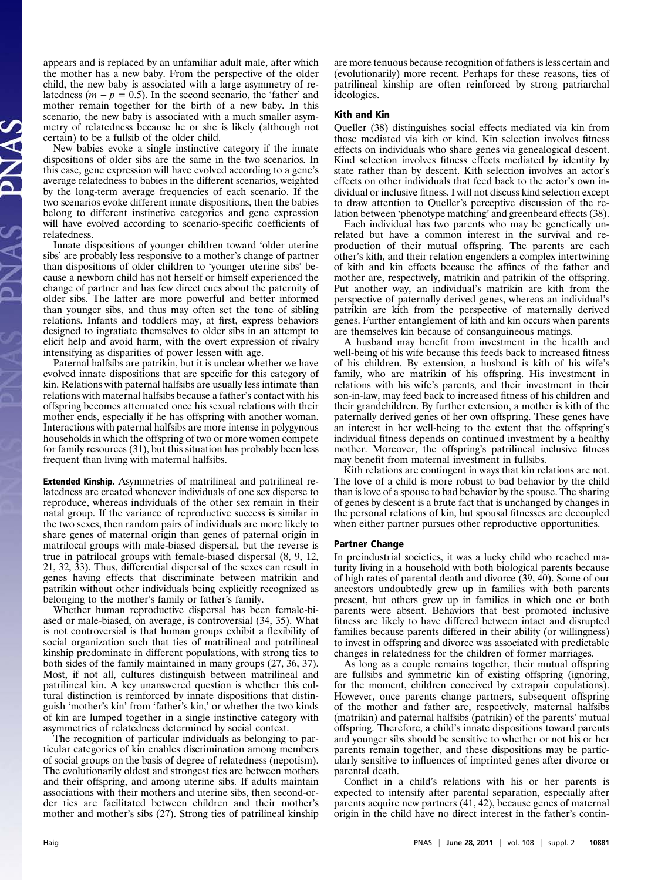appears and is replaced by an unfamiliar adult male, after which the mother has a new baby. From the perspective of the older child, the new baby is associated with a large asymmetry of relatedness ($m - p = 0.5$). In the second scenario, the 'father' and mother remain together for the birth of a new baby. In this scenario, the new baby is associated with a much smaller asymmetry of relatedness because he or she is likely (although not certain) to be a fullsib of the older child.

New babies evoke a single instinctive category if the innate dispositions of older sibs are the same in the two scenarios. In this case, gene expression will have evolved according to a gene's average relatedness to babies in the different scenarios, weighted by the long-term average frequencies of each scenario. If the two scenarios evoke different innate dispositions, then the babies belong to different instinctive categories and gene expression will have evolved according to scenario-specific coefficients of relatedness.

Innate dispositions of younger children toward 'older uterine sibs' are probably less responsive to a mother's change of partner than dispositions of older children to 'younger uterine sibs' because a newborn child has not herself or himself experienced the change of partner and has few direct cues about the paternity of older sibs. The latter are more powerful and better informed than younger sibs, and thus may often set the tone of sibling relations. Infants and toddlers may, at first, express behaviors designed to ingratiate themselves to older sibs in an attempt to elicit help and avoid harm, with the overt expression of rivalry intensifying as disparities of power lessen with age.

Paternal halfsibs are patrikin, but it is unclear whether we have evolved innate dispositions that are specific for this category of kin. Relations with paternal halfsibs are usually less intimate than relations with maternal halfsibs because a father's contact with his offspring becomes attenuated once his sexual relations with their mother ends, especially if he has offspring with another woman. Interactions with paternal halfsibs are more intense in polygynous households in which the offspring of two or more women compete for family resources (31), but this situation has probably been less frequent than living with maternal halfsibs.

**Extended Kinship.** Asymmetries of matrilineal and patrilineal relatedness are created whenever individuals of one sex disperse to reproduce, whereas individuals of the other sex remain in their natal group. If the variance of reproductive success is similar in the two sexes, then random pairs of individuals are more likely to share genes of maternal origin than genes of paternal origin in matrilocal groups with male-biased dispersal, but the reverse is true in patrilocal groups with female-biased dispersal (8, 9, 12, 21, 32, 33). Thus, differential dispersal of the sexes can result in genes having effects that discriminate between matrikin and patrikin without other individuals being explicitly recognized as belonging to the mother's family or father's family.

Whether human reproductive dispersal has been female-biased or male-biased, on average, is controversial (34, 35). What is not controversial is that human groups exhibit a flexibility of social organization such that ties of matrilineal and patrilineal kinship predominate in different populations, with strong ties to both sides of the family maintained in many groups (27, 36, 37). Most, if not all, cultures distinguish between matrilineal and patrilineal kin. A key unanswered question is whether this cultural distinction is reinforced by innate dispositions that distinguish 'mother's kin' from 'father's kin,' or whether the two kinds of kin are lumped together in a single instinctive category with asymmetries of relatedness determined by social context.

The recognition of particular individuals as belonging to particular categories of kin enables discrimination among members of social groups on the basis of degree of relatedness (nepotism). The evolutionarily oldest and strongest ties are between mothers and their offspring, and among uterine sibs. If adults maintain associations with their mothers and uterine sibs, then second-order ties are facilitated between children and their mother's mother and mother's sibs (27). Strong ties of patrilineal kinship are more tenuous because recognition of fathers is less certain and (evolutionarily) more recent. Perhaps for these reasons, ties of patrilineal kinship are often reinforced by strong patriarchal ideologies.

## Kith and Kin

Queller (38) distinguishes social effects mediated via kin from those mediated via kith or kind. Kin selection involves fitness effects on individuals who share genes via genealogical descent. Kind selection involves fitness effects mediated by identity by state rather than by descent. Kith selection involves an actor's effects on other individuals that feed back to the actor's own individual or inclusive fitness. I will not discuss kind selection except to draw attention to Queller's perceptive discussion of the relation between 'phenotype matching' and greenbeard effects (38).

Each individual has two parents who may be genetically unrelated but have a common interest in the survival and reproduction of their mutual offspring. The parents are each other's kith, and their relation engenders a complex intertwining of kith and kin effects because the affines of the father and mother are, respectively, matrikin and patrikin of the offspring. Put another way, an individual's matrikin are kith from the perspective of paternally derived genes, whereas an individual's patrikin are kith from the perspective of maternally derived genes. Further entanglement of kith and kin occurs when parents are themselves kin because of consanguineous matings.

A husband may benefit from investment in the health and well-being of his wife because this feeds back to increased fitness of his children. By extension, a husband is kith of his wife's family, who are matrikin of his offspring. His investment in relations with his wife's parents, and their investment in their son-in-law, may feed back to increased fitness of his children and their grandchildren. By further extension, a mother is kith of the paternally derived genes of her own offspring. These genes have an interest in her well-being to the extent that the offspring's individual fitness depends on continued investment by a healthy mother. Moreover, the offspring's patrilineal inclusive fitness may benefit from maternal investment in fullsibs.

Kith relations are contingent in ways that kin relations are not. The love of a child is more robust to bad behavior by the child than is love of a spouse to bad behavior by the spouse. The sharing of genes by descent is a brute fact that is unchanged by changes in the personal relations of kin, but spousal fitnesses are decoupled when either partner pursues other reproductive opportunities.

## Partner Change

In preindustrial societies, it was a lucky child who reached maturity living in a household with both biological parents because of high rates of parental death and divorce (39, 40). Some of our ancestors undoubtedly grew up in families with both parents present, but others grew up in families in which one or both parents were absent. Behaviors that best promoted inclusive fitness are likely to have differed between intact and disrupted families because parents differed in their ability (or willingness) to invest in offspring and divorce was associated with predictable changes in relatedness for the children of former marriages.

As long as a couple remains together, their mutual offspring are fullsibs and symmetric kin of existing offspring (ignoring, for the moment, children conceived by extrapair copulations). However, once parents change partners, subsequent offspring of the mother and father are, respectively, maternal halfsibs (matrikin) and paternal halfsibs (patrikin) of the parents' mutual offspring. Therefore, a child's innate dispositions toward parents and younger sibs should be sensitive to whether or not his or her parents remain together, and these dispositions may be particularly sensitive to influences of imprinted genes after divorce or parental death.

Conflict in a child's relations with his or her parents is expected to intensify after parental separation, especially after parents acquire new partners (41, 42), because genes of maternal origin in the child have no direct interest in the father's contin-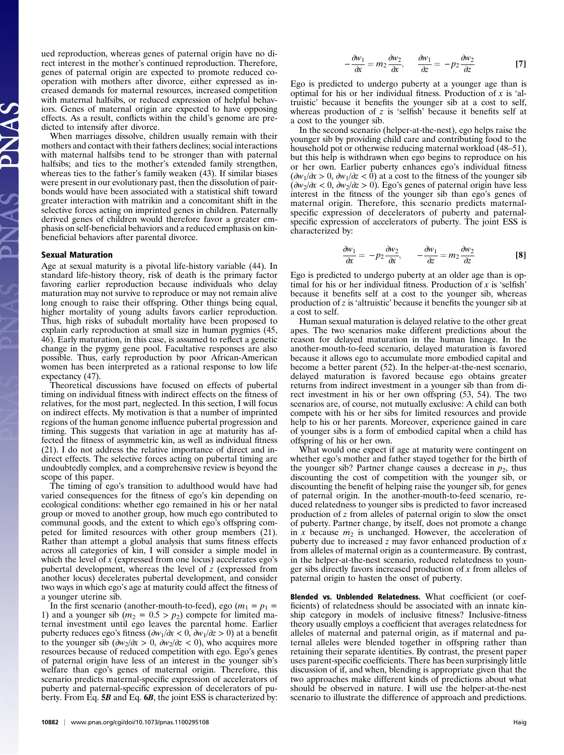ued reproduction, whereas genes of paternal origin have no direct interest in the mother's continued reproduction. Therefore, genes of paternal origin are expected to promote reduced cooperation with mothers after divorce, either expressed as increased demands for maternal resources, increased competition with maternal halfsibs, or reduced expression of helpful behaviors. Genes of maternal origin are expected to have opposing effects. As a result, conflicts within the child's genome are predicted to intensify after divorce.

When marriages dissolve, children usually remain with their mothers and contact with their fathers declines; social interactions with maternal halfsibs tend to be stronger than with paternal halfsibs; and ties to the mother's extended family strengthen, whereas ties to the father's family weaken (43). If similar biases were present in our evolutionary past, then the dissolution of pair-bonds would have been associated with a statistical shift toward greater interaction with matrikin and a concomitant shift in the selective forces acting on imprinted genes in children. Paternally derived genes of children would therefore favor a greater emphasis on self-beneficial behaviors and a reduced emphasis on kin-beneficial behaviors after parental divorce.

## Sexual Maturation

Age at sexual maturity is a pivotal life-history variable (44). In standard life-history theory, risk of death is the primary factor favoring earlier reproduction because individuals who delay maturation may not survive to reproduce or may not remain alive long enough to raise their offspring. Other things being equal, higher mortality of young adults favors earlier reproduction. Thus, high risks of subadult mortality have been proposed to explain early reproduction at small size in human pygmies (45, 46). Early maturation, in this case, is assumed to reflect a genetic change in the pygmy gene pool. Facultative responses are also possible. Thus, early reproduction by poor African-American women has been interpreted as a rational response to low life expectancy (47).

Theoretical discussions have focused on effects of pubertal timing on individual fitness with indirect effects on the fitness of relatives, for the most part, neglected. In this section, I will focus on indirect effects. My motivation is that a number of imprinted regions of the human genome influence pubertal progression and timing. This suggests that variation in age at maturity has affected the fitness of asymmetric kin, as well as individual fitness (21). I do not address the relative importance of direct and indirect effects. The selective forces acting on pubertal timing are undoubtedly complex, and a comprehensive review is beyond the scope of this paper.

The timing of ego's transition to adulthood would have had varied consequences for the fitness of ego's kin depending on ecological conditions: whether ego remained in his or her natal group or moved to another group, how much ego contributed to communal goods, and the extent to which ego's offspring competed for limited resources with other group members (21). Rather than attempt a global analysis that sums fitness effects across all categories of kin, I will consider a simple model in which the level of $x$ (expressed from one locus) accelerates ego's pubertal development, whereas the level of $z$ (expressed from another locus) decelerates pubertal development, and consider two ways in which ego's age at maturity could affect the fitness of a younger uterine sib.

In the first scenario (another-mouth-to-feed), ego ($m_1 = p_1 = 1$) and a younger sib ($m_2 = 0.5 > p_2$) compete for limited maternal investment until ego leaves the parental home. Earlier puberty reduces ego's fitness ($\partial w_1/\partial x < 0$, $\partial w_1/\partial z > 0$) at a benefit to the younger sib ($\partial w_2/\partial x > 0$, $\partial w_2/\partial z < 0$), who acquires more resources because of reduced competition with ego. Ego's genes of paternal origin have less of an interest in the younger sib's welfare than ego's genes of maternal origin. Therefore, this scenario predicts maternal-specific expression of accelerators of puberty and paternal-specific expression of decelerators of puberty. From Eq. **5*B*** and Eq. **6*B***, the joint ESS is characterized by:

$$-\frac{\partial w_1}{\partial x} = m_2\frac{\partial w_2}{\partial x}, \qquad \frac{\partial w_1}{\partial z} = -p_2\frac{\partial w_2}{\partial z} \qquad [7]$$

Ego is predicted to undergo puberty at a younger age than is optimal for his or her individual fitness. Production of $x$ is 'altruistic' because it benefits the younger sib at a cost to self, whereas production of $z$ is 'selfish' because it benefits self at a cost to the younger sib.

In the second scenario (helper-at-the-nest), ego helps raise the younger sib by providing child care and contributing food to the household pot or otherwise reducing maternal workload (48–51), but this help is withdrawn when ego begins to reproduce on his or her own. Earlier puberty enhances ego's individual fitness ($\partial w_1/\partial x > 0$, $\partial w_1/\partial z < 0$) at a cost to the fitness of the younger sib ($\partial w_2/\partial x < 0$, $\partial w_2/\partial z > 0$). Ego's genes of paternal origin have less interest in the fitness of the younger sib than ego's genes of maternal origin. Therefore, this scenario predicts maternal-specific expression of decelerators of puberty and paternal-specific expression of accelerators of puberty. The joint ESS is characterized by:

$$\frac{\partial w_1}{\partial x} = -p_2\frac{\partial w_2}{\partial x}, \qquad -\frac{\partial w_1}{\partial z} = m_2\frac{\partial w_2}{\partial z} \qquad [8]$$

Ego is predicted to undergo puberty at an older age than is optimal for his or her individual fitness. Production of $x$ is 'selfish' because it benefits self at a cost to the younger sib, whereas production of $z$ is 'altruistic' because it benefits the younger sib at a cost to self.

Human sexual maturation is delayed relative to the other great apes. The two scenarios make different predictions about the reason for delayed maturation in the human lineage. In the another-mouth-to-feed scenario, delayed maturation is favored because it allows ego to accumulate more embodied capital and become a better parent (52). In the helper-at-the-nest scenario, delayed maturation is favored because ego obtains greater returns from indirect investment in a younger sib than from direct investment in his or her own offspring (53, 54). The two scenarios are, of course, not mutually exclusive: A child can both compete with his or her sibs for limited resources and provide help to his or her parents. Moreover, experience gained in care of younger sibs is a form of embodied capital when a child has offspring of his or her own.

What would one expect if age at maturity were contingent on whether ego's mother and father stayed together for the birth of the younger sib? Partner change causes a decrease in $p_2$, thus discounting the cost of competition with the younger sib, or discounting the benefit of helping raise the younger sib, for genes of paternal origin. In the another-mouth-to-feed scenario, reduced relatedness to younger sibs is predicted to favor increased production of $z$ from alleles of paternal origin to slow the onset of puberty. Partner change, by itself, does not promote a change in $x$ because $m_2$ is unchanged. However, the acceleration of puberty due to increased $z$ may favor enhanced production of $x$ from alleles of maternal origin as a countermeasure. By contrast, in the helper-at-the-nest scenario, reduced relatedness to younger sibs directly favors increased production of $x$ from alleles of paternal origin to hasten the onset of puberty.

**Blended vs. Unblended Relatedness.** What coefficient (or coefficients) of relatedness should be associated with an innate kinship category in models of inclusive fitness? Inclusive-fitness theory usually employs a coefficient that averages relatedness for alleles of maternal and paternal origin, as if maternal and paternal alleles were blended together in offspring rather than retaining their separate identities. By contrast, the present paper uses parent-specific coefficients. There has been surprisingly little discussion of if, and when, blending is appropriate given that the two approaches make different kinds of predictions about what should be observed in nature. I will use the helper-at-the-nest scenario to illustrate the difference of approach and predictions.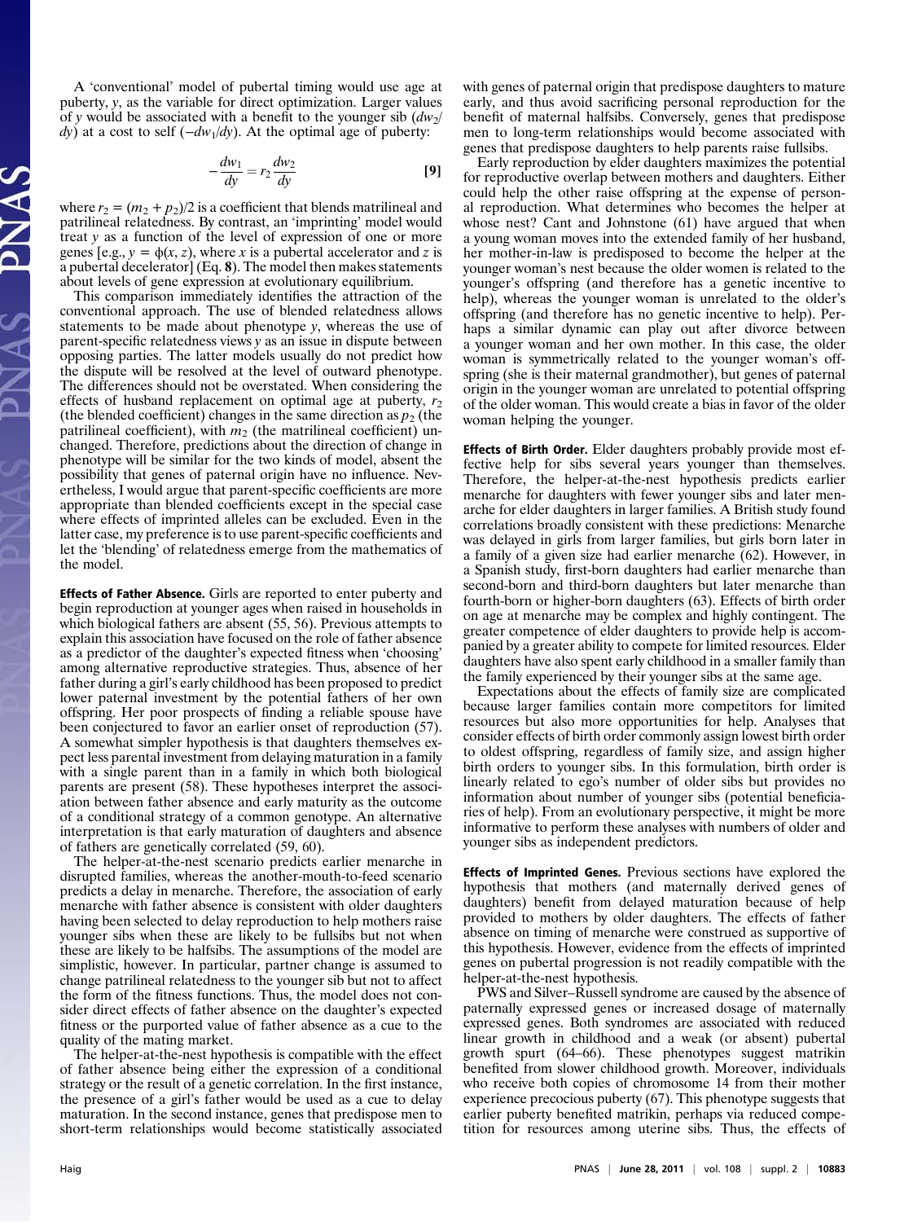A 'conventional' model of pubertal timing would use age at puberty, $y$, as the variable for direct optimization. Larger values of $y$ would be associated with a benefit to the younger sib ($dw_2/dy$) at a cost to self ($-dw_1/dy$). At the optimal age of puberty:

$$-\frac{dw_1}{dy} = r_2 \frac{dw_2}{dy} \quad [9]$$

where $r_2 = (m_2 + p_2)/2$ is a coefficient that blends matrilineal and patrilineal relatedness. By contrast, an 'imprinting' model would treat $y$ as a function of the level of expression of one or more genes [e.g., $y = \phi(x, z)$, where $x$ is a pubertal accelerator and $z$ is a pubertal decelerator] (Eq. **8**). The model then makes statements about levels of gene expression at evolutionary equilibrium.

This comparison immediately identifies the attraction of the conventional approach. The use of blended relatedness allows statements to be made about phenotype $y$, whereas the use of parent-specific relatedness views $y$ as an issue in dispute between opposing parties. The latter models usually do not predict how the dispute will be resolved at the level of outward phenotype. The differences should not be overstated. When considering the effects of husband replacement on optimal age at puberty, $r_2$ (the blended coefficient) changes in the same direction as $p_2$ (the patrilineal coefficient), with $m_2$ (the matrilineal coefficient) unchanged. Therefore, predictions about the direction of change in phenotype will be similar for the two kinds of model, absent the possibility that genes of paternal origin have no influence. Nevertheless, I would argue that parent-specific coefficients are more appropriate than blended coefficients except in the special case where effects of imprinted alleles can be excluded. Even in the latter case, my preference is to use parent-specific coefficients and let the 'blending' of relatedness emerge from the mathematics of the model.

**Effects of Father Absence.** Girls are reported to enter puberty and begin reproduction at younger ages when raised in households in which biological fathers are absent (55, 56). Previous attempts to explain this association have focused on the role of father absence as a predictor of the daughter's expected fitness when 'choosing' among alternative reproductive strategies. Thus, absence of her father during a girl's early childhood has been proposed to predict lower paternal investment by the potential fathers of her own offspring. Her poor prospects of finding a reliable spouse have been conjectured to favor an earlier onset of reproduction (57). A somewhat simpler hypothesis is that daughters themselves expect less parental investment from delaying maturation in a family with a single parent than in a family in which both biological parents are present (58). These hypotheses interpret the association between father absence and early maturity as the outcome of a conditional strategy of a common genotype. An alternative interpretation is that early maturation of daughters and absence of fathers are genetically correlated (59, 60).

The helper-at-the-nest scenario predicts earlier menarche in disrupted families, whereas the another-mouth-to-feed scenario predicts a delay in menarche. Therefore, the association of early menarche with father absence is consistent with older daughters having been selected to delay reproduction to help mothers raise younger sibs when these are likely to be fullsibs but not when these are likely to be halfsibs. The assumptions of the model are simplistic, however. In particular, partner change is assumed to change patrilineal relatedness to the younger sib but not to affect the form of the fitness functions. Thus, the model does not consider direct effects of father absence on the daughter's expected fitness or the purported value of father absence as a cue to the quality of the mating market.

The helper-at-the-nest hypothesis is compatible with the effect of father absence being either the expression of a conditional strategy or the result of a genetic correlation. In the first instance, the presence of a girl's father would be used as a cue to delay maturation. In the second instance, genes that predispose men to short-term relationships would become statistically associated with genes of paternal origin that predispose daughters to mature early, and thus avoid sacrificing personal reproduction for the benefit of maternal halfsibs. Conversely, genes that predispose men to long-term relationships would become associated with genes that predispose daughters to help parents raise fullsibs.

Early reproduction by elder daughters maximizes the potential for reproductive overlap between mothers and daughters. Either could help the other raise offspring at the expense of personal reproduction. What determines who becomes the helper at whose nest? Cant and Johnstone (61) have argued that when a young woman moves into the extended family of her husband, her mother-in-law is predisposed to become the helper at the younger woman's nest because the older women is related to the younger's offspring (and therefore has a genetic incentive to help), whereas the younger woman is unrelated to the older's offspring (and therefore has no genetic incentive to help). Perhaps a similar dynamic can play out after divorce between a younger woman and her own mother. In this case, the older woman is symmetrically related to the younger woman's offspring (she is their maternal grandmother), but genes of paternal origin in the younger woman are unrelated to potential offspring of the older woman. This would create a bias in favor of the older woman helping the younger.

**Effects of Birth Order.** Elder daughters probably provide most effective help for sibs several years younger than themselves. Therefore, the helper-at-the-nest hypothesis predicts earlier menarche for daughters with fewer younger sibs and later menarche for elder daughters in larger families. A British study found correlations broadly consistent with these predictions: Menarche was delayed in girls from larger families, but girls born later in a family of a given size had earlier menarche (62). However, in a Spanish study, first-born daughters had earlier menarche than second-born and third-born daughters but later menarche than fourth-born or higher-born daughters (63). Effects of birth order on age at menarche may be complex and highly contingent. The greater competence of elder daughters to provide help is accompanied by a greater ability to compete for limited resources. Elder daughters have also spent early childhood in a smaller family than the family experienced by their younger sibs at the same age.

Expectations about the effects of family size are complicated because larger families contain more competitors for limited resources but also more opportunities for help. Analyses that consider effects of birth order commonly assign lowest birth order to oldest offspring, regardless of family size, and assign higher birth orders to younger sibs. In this formulation, birth order is linearly related to ego's number of older sibs but provides no information about number of younger sibs (potential beneficiaries of help). From an evolutionary perspective, it might be more informative to perform these analyses with numbers of older and younger sibs as independent predictors.

**Effects of Imprinted Genes.** Previous sections have explored the hypothesis that mothers (and maternally derived genes of daughters) benefit from delayed maturation because of help provided to mothers by older daughters. The effects of father absence on timing of menarche were construed as supportive of this hypothesis. However, evidence from the effects of imprinted genes on pubertal progression is not readily compatible with the helper-at-the-nest hypothesis.

PWS and Silver–Russell syndrome are caused by the absence of paternally expressed genes or increased dosage of maternally expressed genes. Both syndromes are associated with reduced linear growth in childhood and a weak (or absent) pubertal growth spurt (64–66). These phenotypes suggest matrikin benefited from slower childhood growth. Moreover, individuals who receive both copies of chromosome 14 from their mother experience precocious puberty (67). This phenotype suggests that earlier puberty benefited matrikin, perhaps via reduced competition for resources among uterine sibs. Thus, the effects of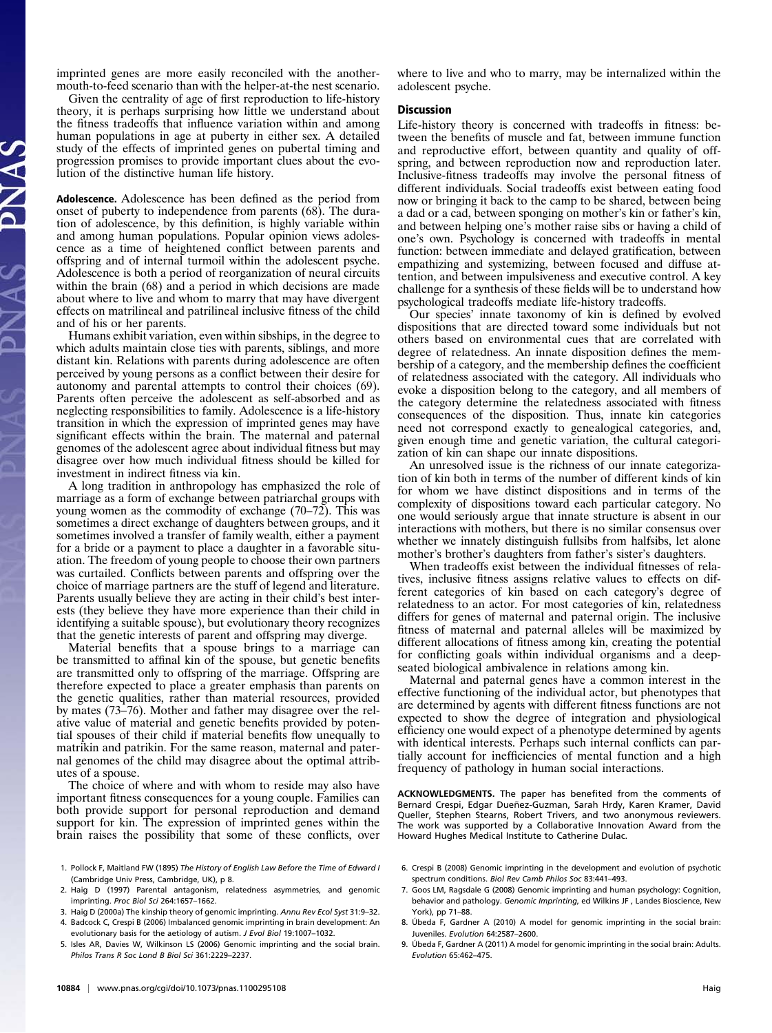imprinted genes are more easily reconciled with the another-mouth-to-feed scenario than with the helper-at-the nest scenario.

Given the centrality of age of first reproduction to life-history theory, it is perhaps surprising how little we understand about the fitness tradeoffs that influence variation within and among human populations in age at puberty in either sex. A detailed study of the effects of imprinted genes on pubertal timing and progression promises to provide important clues about the evolution of the distinctive human life history.

**Adolescence.** Adolescence has been defined as the period from onset of puberty to independence from parents (68). The duration of adolescence, by this definition, is highly variable within and among human populations. Popular opinion views adolescence as a time of heightened conflict between parents and offspring and of internal turmoil within the adolescent psyche. Adolescence is both a period of reorganization of neural circuits within the brain (68) and a period in which decisions are made about where to live and whom to marry that may have divergent effects on matrilineal and patrilineal inclusive fitness of the child and of his or her parents.

Humans exhibit variation, even within sibships, in the degree to which adults maintain close ties with parents, siblings, and more distant kin. Relations with parents during adolescence are often perceived by young persons as a conflict between their desire for autonomy and parental attempts to control their choices (69). Parents often perceive the adolescent as self-absorbed and as neglecting responsibilities to family. Adolescence is a life-history transition in which the expression of imprinted genes may have significant effects within the brain. The maternal and paternal genomes of the adolescent agree about individual fitness but may disagree over how much individual fitness should be killed for investment in indirect fitness via kin.

A long tradition in anthropology has emphasized the role of marriage as a form of exchange between patriarchal groups with young women as the commodity of exchange (70–72). This was sometimes a direct exchange of daughters between groups, and it sometimes involved a transfer of family wealth, either a payment for a bride or a payment to place a daughter in a favorable situation. The freedom of young people to choose their own partners was curtailed. Conflicts between parents and offspring over the choice of marriage partners are the stuff of legend and literature. Parents usually believe they are acting in their child's best interests (they believe they have more experience than their child in identifying a suitable spouse), but evolutionary theory recognizes that the genetic interests of parent and offspring may diverge.

Material benefits that a spouse brings to a marriage can be transmitted to affinal kin of the spouse, but genetic benefits are transmitted only to offspring of the marriage. Offspring are therefore expected to place a greater emphasis than parents on the genetic qualities, rather than material resources, provided by mates (73–76). Mother and father may disagree over the relative value of material and genetic benefits provided by potential spouses of their child if material benefits flow unequally to matrikin and patrikin. For the same reason, maternal and paternal genomes of the child may disagree about the optimal attributes of a spouse.

The choice of where and with whom to reside may also have important fitness consequences for a young couple. Families can both provide support for personal reproduction and demand support for kin. The expression of imprinted genes within the brain raises the possibility that some of these conflicts, over where to live and who to marry, may be internalized within the adolescent psyche.

## Discussion

Life-history theory is concerned with tradeoffs in fitness: between the benefits of muscle and fat, between immune function and reproductive effort, between quantity and quality of offspring, and between reproduction now and reproduction later. Inclusive-fitness tradeoffs may involve the personal fitness of different individuals. Social tradeoffs exist between eating food now or bringing it back to the camp to be shared, between being a dad or a cad, between sponging on mother's kin or father's kin, and between helping one's mother raise sibs or having a child of one's own. Psychology is concerned with tradeoffs in mental function: between immediate and delayed gratification, between empathizing and systemizing, between focused and diffuse attention, and between impulsiveness and executive control. A key challenge for a synthesis of these fields will be to understand how psychological tradeoffs mediate life-history tradeoffs.

Our species' innate taxonomy of kin is defined by evolved dispositions that are directed toward some individuals but not others based on environmental cues that are correlated with degree of relatedness. An innate disposition defines the membership of a category, and the membership defines the coefficient of relatedness associated with the category. All individuals who evoke a disposition belong to the category, and all members of the category determine the relatedness associated with fitness consequences of the disposition. Thus, innate kin categories need not correspond exactly to genealogical categories, and, given enough time and genetic variation, the cultural categorization of kin can shape our innate dispositions.

An unresolved issue is the richness of our innate categorization of kin both in terms of the number of different kinds of kin for whom we have distinct dispositions and in terms of the complexity of dispositions toward each particular category. No one would seriously argue that innate structure is absent in our interactions with mothers, but there is no similar consensus over whether we innately distinguish fullsibs from halfsibs, let alone mother's brother's daughters from father's sister's daughters.

When tradeoffs exist between the individual fitnesses of relatives, inclusive fitness assigns relative values to effects on different categories of kin based on each category's degree of relatedness to an actor. For most categories of kin, relatedness differs for genes of maternal and paternal origin. The inclusive fitness of maternal and paternal alleles will be maximized by different allocations of fitness among kin, creating the potential for conflicting goals within individual organisms and a deep-seated biological ambivalence in relations among kin.

Maternal and paternal genes have a common interest in the effective functioning of the individual actor, but phenotypes that are determined by agents with different fitness functions are not expected to show the degree of integration and physiological efficiency one would expect of a phenotype determined by agents with identical interests. Perhaps such internal conflicts can partially account for inefficiencies of mental function and a high frequency of pathology in human social interactions.

**ACKNOWLEDGMENTS.** The paper has benefited from the comments of Bernard Crespi, Edgar Dueñez-Guzman, Sarah Hrdy, Karen Kramer, David Queller, Stephen Stearns, Robert Trivers, and two anonymous reviewers. The work was supported by a Collaborative Innovation Award from the Howard Hughes Medical Institute to Catherine Dulac.

1. Pollock F, Maitland FW (1895) *The History of English Law Before the Time of Edward I* (Cambridge Univ Press, Cambridge, UK), p 8.
2. Haig D (1997) Parental antagonism, relatedness asymmetries, and genomic imprinting. *Proc Biol Sci* 264:1657–1662.
3. Haig D (2000a) The kinship theory of genomic imprinting. *Annu Rev Ecol Syst* 31:9–32.
4. Badcock C, Crespi B (2006) Imbalanced genomic imprinting in brain development: An evolutionary basis for the aetiology of autism. *J Evol Biol* 19:1007–1032.
5. Isles AR, Davies W, Wilkinson LS (2006) Genomic imprinting and the social brain. *Philos Trans R Soc Lond B Biol Sci* 361:2229–2237.
6. Crespi B (2008) Genomic imprinting in the development and evolution of psychotic spectrum conditions. *Biol Rev Camb Philos Soc* 83:441–493.
7. Goos LM, Ragsdale G (2008) Genomic imprinting and human psychology: Cognition, behavior and pathology. *Genomic Imprinting*, ed Wilkins JF , Landes Bioscience, New York), pp 71–88.
8. Úbeda F, Gardner A (2010) A model for genomic imprinting in the social brain: Juveniles. *Evolution* 64:2587–2600.
9. Úbeda F, Gardner A (2011) A model for genomic imprinting in the social brain: Adults. *Evolution* 65:462–475.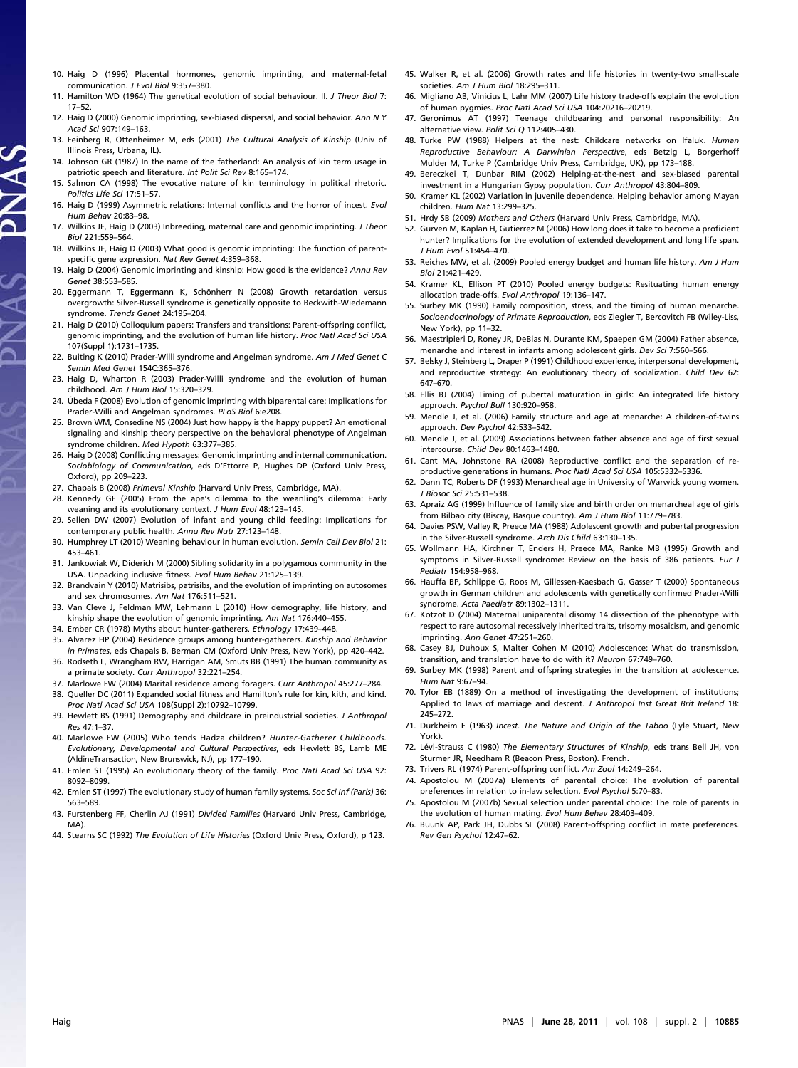10. Haig D (1996) Placental hormones, genomic imprinting, and maternal-fetal communication. *J Evol Biol* 9:357–380.
11. Hamilton WD (1964) The genetical evolution of social behaviour. II. *J Theor Biol* 7: 17–52.
12. Haig D (2000) Genomic imprinting, sex-biased dispersal, and social behavior. *Ann N Y Acad Sci* 907:149–163.
13. Feinberg R, Ottenheimer M, eds (2001) *The Cultural Analysis of Kinship* (Univ of Illinois Press, Urbana, IL).
14. Johnson GR (1987) In the name of the fatherland: An analysis of kin term usage in patriotic speech and literature. *Int Polit Sci Rev* 8:165–174.
15. Salmon CA (1998) The evocative nature of kin terminology in political rhetoric. *Politics Life Sci* 17:51–57.
16. Haig D (1999) Asymmetric relations: Internal conflicts and the horror of incest. *Evol Hum Behav* 20:83–98.
17. Wilkins JF, Haig D (2003) Inbreeding, maternal care and genomic imprinting. *J Theor Biol* 221:559–564.
18. Wilkins JF, Haig D (2003) What good is genomic imprinting: The function of parent-specific gene expression. *Nat Rev Genet* 4:359–368.
19. Haig D (2004) Genomic imprinting and kinship: How good is the evidence? *Annu Rev Genet* 38:553–585.
20. Eggermann T, Eggermann K, Schönherr N (2008) Growth retardation versus overgrowth: Silver-Russell syndrome is genetically opposite to Beckwith-Wiedemann syndrome. *Trends Genet* 24:195–204.
21. Haig D (2010) Colloquium papers: Transfers and transitions: Parent-offspring conflict, genomic imprinting, and the evolution of human life history. *Proc Natl Acad Sci USA* 107(Suppl 1):1731–1735.
22. Buiting K (2010) Prader-Willi syndrome and Angelman syndrome. *Am J Med Genet C Semin Med Genet* 154C:365–376.
23. Haig D, Wharton R (2003) Prader-Willi syndrome and the evolution of human childhood. *Am J Hum Biol* 15:320–329.
24. Úbeda F (2008) Evolution of genomic imprinting with biparental care: Implications for Prader-Willi and Angelman syndromes. *PLoS Biol* 6:e208.
25. Brown WM, Consedine NS (2004) Just how happy is the happy puppet? An emotional signaling and kinship theory perspective on the behavioral phenotype of Angelman syndrome children. *Med Hypoth* 63:377–385.
26. Haig D (2008) Conflicting messages: Genomic imprinting and internal communication. *Sociobiology of Communication*, eds D'Ettorre P, Hughes DP (Oxford Univ Press, Oxford), pp 209–223.
27. Chapais B (2008) *Primeval Kinship* (Harvard Univ Press, Cambridge, MA).
28. Kennedy GE (2005) From the ape's dilemma to the weanling's dilemma: Early weaning and its evolutionary context. *J Hum Evol* 48:123–145.
29. Sellen DW (2007) Evolution of infant and young child feeding: Implications for contemporary public health. *Annu Rev Nutr* 27:123–148.
30. Humphrey LT (2010) Weaning behaviour in human evolution. *Semin Cell Dev Biol* 21: 453–461.
31. Jankowiak W, Diderich M (2000) Sibling solidarity in a polygamous community in the USA. Unpacking inclusive fitness. *Evol Hum Behav* 21:125–139.
32. Brandvain Y (2010) Matrisibs, patrisibs, and the evolution of imprinting on autosomes and sex chromosomes. *Am Nat* 176:511–521.
33. Van Cleve J, Feldman MW, Lehmann L (2010) How demography, life history, and kinship shape the evolution of genomic imprinting. *Am Nat* 176:440–455.
34. Ember CR (1978) Myths about hunter-gatherers. *Ethnology* 17:439–448.
35. Alvarez HP (2004) Residence groups among hunter-gatherers. *Kinship and Behavior in Primates*, eds Chapais B, Berman CM (Oxford Univ Press, New York), pp 420–442.
36. Rodseth L, Wrangham RW, Harrigan AM, Smuts BB (1991) The human community as a primate society. *Curr Anthropol* 32:221–254.
37. Marlowe FW (2004) Marital residence among foragers. *Curr Anthropol* 45:277–284.
38. Queller DC (2011) Expanded social fitness and Hamilton's rule for kin, kith, and kind. *Proc Natl Acad Sci USA* 108(Suppl 2):10792–10799.
39. Hewlett BS (1991) Demography and childcare in preindustrial societies. *J Anthropol Res* 47:1–37.
40. Marlowe FW (2005) Who tends Hadza children? *Hunter-Gatherer Childhoods. Evolutionary, Developmental and Cultural Perspectives*, eds Hewlett BS, Lamb ME (AldineTransaction, New Brunswick, NJ), pp 177–190.
41. Emlen ST (1995) An evolutionary theory of the family. *Proc Natl Acad Sci USA* 92: 8092–8099.
42. Emlen ST (1997) The evolutionary study of human family systems. *Soc Sci Inf (Paris)* 36: 563–589.
43. Furstenberg FF, Cherlin AJ (1991) *Divided Families* (Harvard Univ Press, Cambridge, MA).
44. Stearns SC (1992) *The Evolution of Life Histories* (Oxford Univ Press, Oxford), p 123.
45. Walker R, et al. (2006) Growth rates and life histories in twenty-two small-scale societies. *Am J Hum Biol* 18:295–311.
46. Migliano AB, Vinicius L, Lahr MM (2007) Life history trade-offs explain the evolution of human pygmies. *Proc Natl Acad Sci USA* 104:20216–20219.
47. Geronimus AT (1997) Teenage childbearing and personal responsibility: An alternative view. *Polit Sci Q* 112:405–430.
48. Turke PW (1988) Helpers at the nest: Childcare networks on Ifaluk. *Human Reproductive Behaviour: A Darwinian Perspective*, eds Betzig L, Borgerhoff Mulder M, Turke P (Cambridge Univ Press, Cambridge, UK), pp 173–188.
49. Bereczkei T, Dunbar RIM (2002) Helping-at-the-nest and sex-biased parental investment in a Hungarian Gypsy population. *Curr Anthropol* 43:804–809.
50. Kramer KL (2002) Variation in juvenile dependence. Helping behavior among Mayan children. *Hum Nat* 13:299–325.
51. Hrdy SB (2009) *Mothers and Others* (Harvard Univ Press, Cambridge, MA).
52. Gurven M, Kaplan H, Gutierrez M (2006) How long does it take to become a proficient hunter? Implications for the evolution of extended development and long life span. *J Hum Evol* 51:454–470.
53. Reiches MW, et al. (2009) Pooled energy budget and human life history. *Am J Hum Biol* 21:421–429.
54. Kramer KL, Ellison PT (2010) Pooled energy budgets: Resituating human energy allocation trade-offs. *Evol Anthropol* 19:136–147.
55. Surbey MK (1990) Family composition, stress, and the timing of human menarche. *Socioendocrinology of Primate Reproduction*, eds Ziegler T, Bercovitch FB (Wiley-Liss, New York), pp 11–32.
56. Maestripieri D, Roney JR, DeBias N, Durante KM, Spaepen GM (2004) Father absence, menarche and interest in infants among adolescent girls. *Dev Sci* 7:560–566.
57. Belsky J, Steinberg L, Draper P (1991) Childhood experience, interpersonal development, and reproductive strategy: An evolutionary theory of socialization. *Child Dev* 62: 647–670.
58. Ellis BJ (2004) Timing of pubertal maturation in girls: An integrated life history approach. *Psychol Bull* 130:920–958.
59. Mendle J, et al. (2006) Family structure and age at menarche: A children-of-twins approach. *Dev Psychol* 42:533–542.
60. Mendle J, et al. (2009) Associations between father absence and age of first sexual intercourse. *Child Dev* 80:1463–1480.
61. Cant MA, Johnstone RA (2008) Reproductive conflict and the separation of reproductive generations in humans. *Proc Natl Acad Sci USA* 105:5332–5336.
62. Dann TC, Roberts DF (1993) Menarcheal age in University of Warwick young women. *J Biosoc Sci* 25:531–538.
63. Apraiz AG (1999) Influence of family size and birth order on menarcheal age of girls from Bilbao city (Biscay, Basque country). *Am J Hum Biol* 11:779–783.
64. Davies PSW, Valley R, Preece MA (1988) Adolescent growth and pubertal progression in the Silver-Russell syndrome. *Arch Dis Child* 63:130–135.
65. Wollmann HA, Kirchner T, Enders H, Preece MA, Ranke MB (1995) Growth and symptoms in Silver-Russell syndrome: Review on the basis of 386 patients. *Eur J Pediatr* 154:958–968.
66. Hauffa BP, Schlippe G, Roos M, Gillessen-Kaesbach G, Gasser T (2000) Spontaneous growth in German children and adolescents with genetically confirmed Prader-Willi syndrome. *Acta Paediatr* 89:1302–1311.
67. Kotzot D (2004) Maternal uniparental disomy 14 dissection of the phenotype with respect to rare autosomal recessively inherited traits, trisomy mosaicism, and genomic imprinting. *Ann Genet* 47:251–260.
68. Casey BJ, Duhoux S, Malter Cohen M (2010) Adolescence: What do transmission, transition, and translation have to do with it? *Neuron* 67:749–760.
69. Surbey MK (1998) Parent and offspring strategies in the transition at adolescence. *Hum Nat* 9:67–94.
70. Tylor EB (1889) On a method of investigating the development of institutions; Applied to laws of marriage and descent. *J Anthropol Inst Great Brit Ireland* 18: 245–272.
71. Durkheim E (1963) *Incest. The Nature and Origin of the Taboo* (Lyle Stuart, New York).
72. Lévi-Strauss C (1980) *The Elementary Structures of Kinship*, eds trans Bell JH, von Sturmer JR, Needham R (Beacon Press, Boston). French.
73. Trivers RL (1974) Parent-offspring conflict. *Am Zool* 14:249–264.
74. Apostolou M (2007a) Elements of parental choice: The evolution of parental preferences in relation to in-law selection. *Evol Psychol* 5:70–83.
75. Apostolou M (2007b) Sexual selection under parental choice: The role of parents in the evolution of human mating. *Evol Hum Behav* 28:403–409.
76. Buunk AP, Park JH, Dubbs SL (2008) Parent-offspring conflict in mate preferences. *Rev Gen Psychol* 12:47–62.